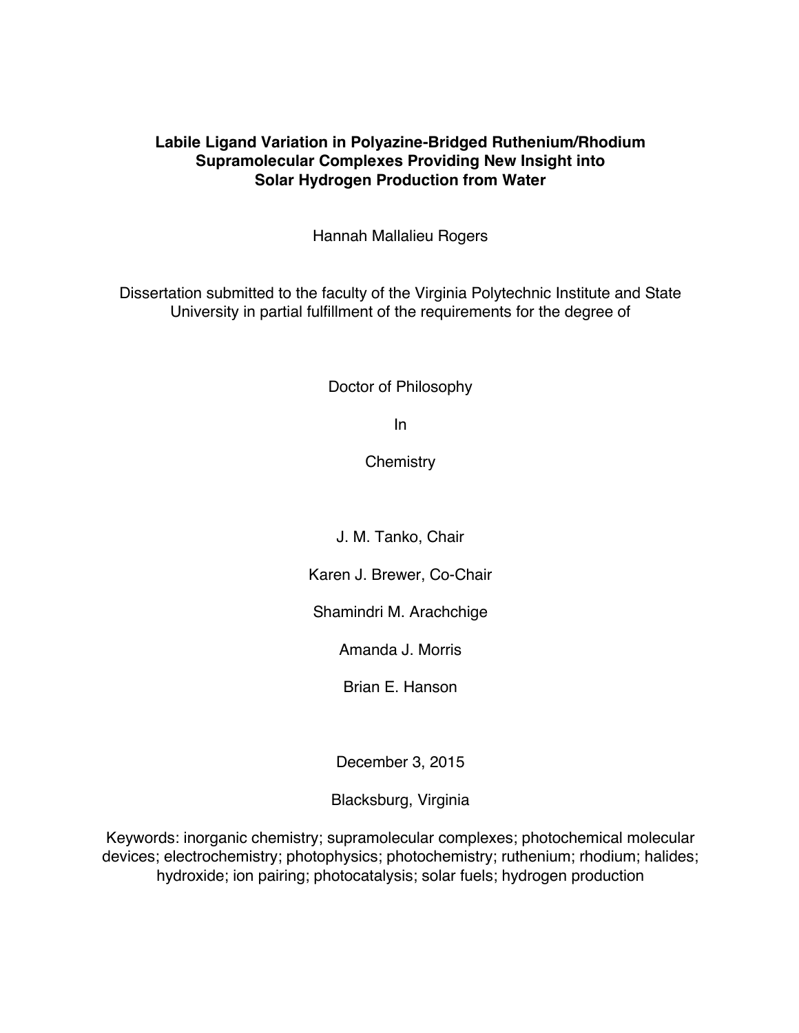# Labile Ligand Variation in Polyazine-Bridged Ruthenium/Rhodium Supramolecular Complexes Providing New Insight into Solar Hydrogen Production from Water

Hannah Mallalieu Rogers

Dissertation submitted to the faculty of the Virginia Polytechnic Institute and State University in partial fulfillment of the requirements for the degree of

Doctor of Philosophy

In

Chemistry

J. M. Tanko, Chair

Karen J. Brewer, Co-Chair

Shamindri M. Arachchige

Amanda J. Morris

Brian E. Hanson

December 3, 2015

Blacksburg, Virginia

Keywords: inorganic chemistry; supramolecular complexes; photochemical molecular devices; electrochemistry; photophysics; photochemistry; ruthenium; rhodium; halides; hydroxide; ion pairing; photocatalysis; solar fuels; hydrogen production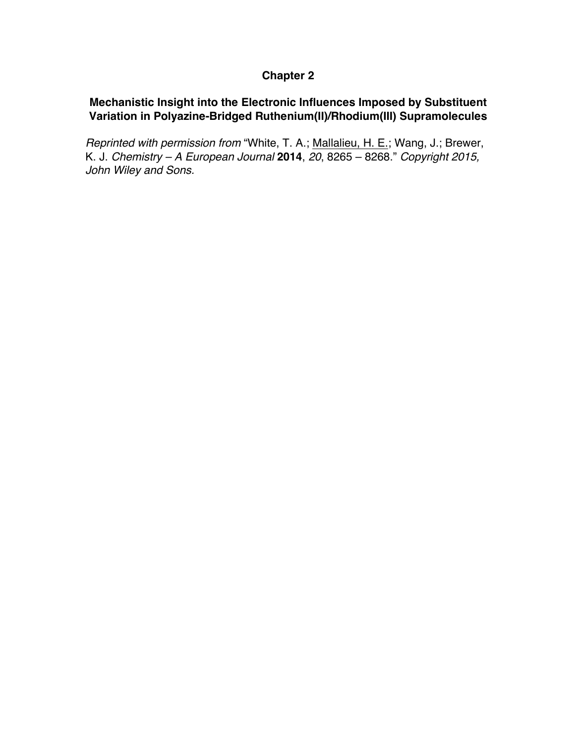# Chapter 2

## Mechanistic Insight into the Electronic Influences Imposed by Substituent Variation in Polyazine-Bridged Ruthenium(II)/Rhodium(III) Supramolecules

*Reprinted with permission from* "White, T. A.; Mallalieu, H. E.; Wang, J.; Brewer, K. J. *Chemistry – A European Journal* **2014**, *20*, 8265 – 8268." *Copyright 2015, John Wiley and Sons*.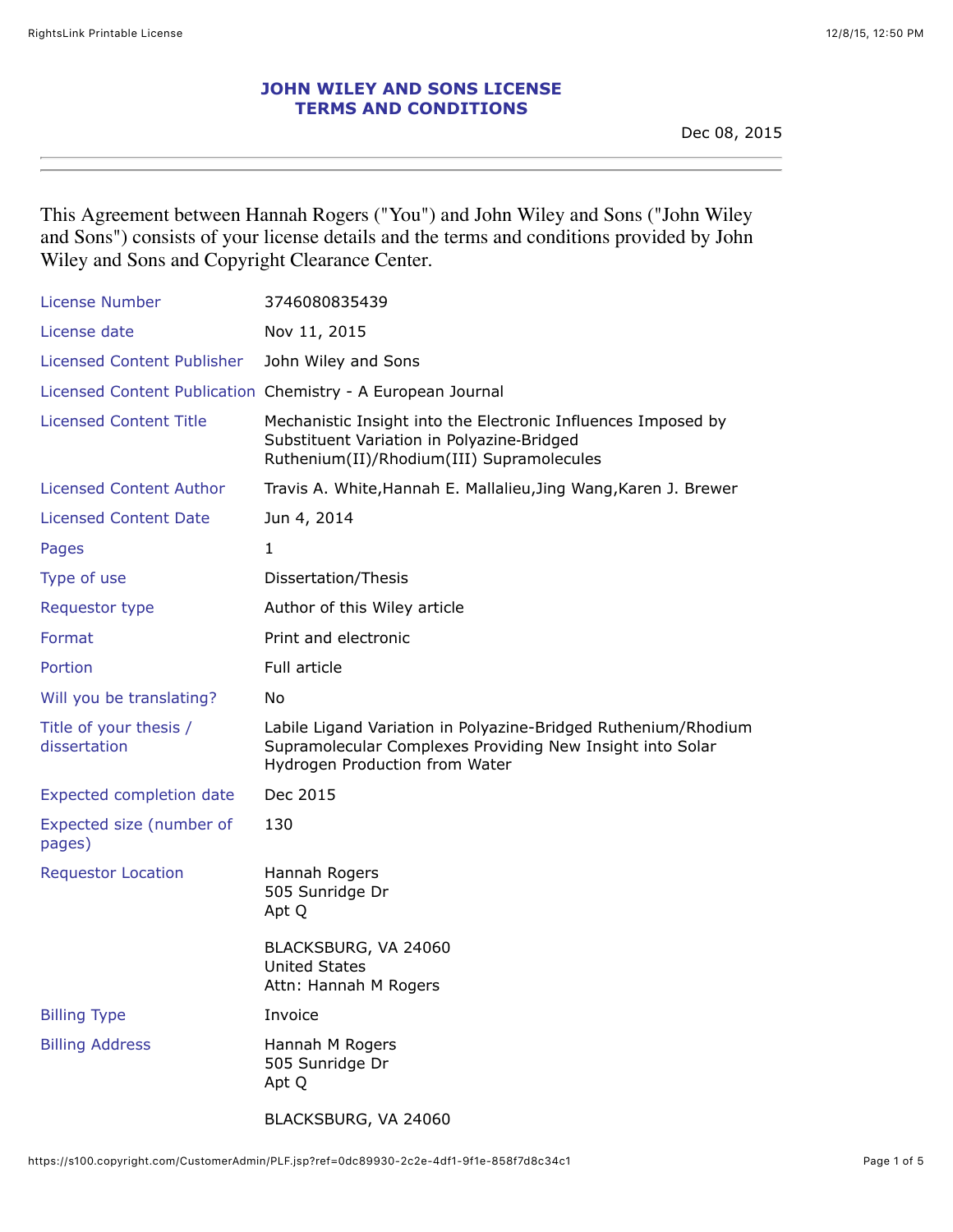# JOHN WILEY AND SONS LICENSE
# TERMS AND CONDITIONS

Dec 08, 2015

---

This Agreement between Hannah Rogers ("You") and John Wiley and Sons ("John Wiley and Sons") consists of your license details and the terms and conditions provided by John Wiley and Sons and Copyright Clearance Center.

| | |
|---|---|
| License Number | 3746080835439 |
| License date | Nov 11, 2015 |
| Licensed Content Publisher | John Wiley and Sons |
| Licensed Content Publication | Chemistry - A European Journal |
| Licensed Content Title | Mechanistic Insight into the Electronic Influences Imposed by Substituent Variation in Polyazine-Bridged Ruthenium(II)/Rhodium(III) Supramolecules |
| Licensed Content Author | Travis A. White,Hannah E. Mallalieu,Jing Wang,Karen J. Brewer |
| Licensed Content Date | Jun 4, 2014 |
| Pages | 1 |
| Type of use | Dissertation/Thesis |
| Requestor type | Author of this Wiley article |
| Format | Print and electronic |
| Portion | Full article |
| Will you be translating? | No |
| Title of your thesis / dissertation | Labile Ligand Variation in Polyazine-Bridged Ruthenium/Rhodium Supramolecular Complexes Providing New Insight into Solar Hydrogen Production from Water |
| Expected completion date | Dec 2015 |
| Expected size (number of pages) | 130 |
| Requestor Location | Hannah Rogers<br>505 Sunridge Dr<br>Apt Q<br><br>BLACKSBURG, VA 24060<br>United States<br>Attn: Hannah M Rogers |
| Billing Type | Invoice |
| Billing Address | Hannah M Rogers<br>505 Sunridge Dr<br>Apt Q<br><br>BLACKSBURG, VA 24060 |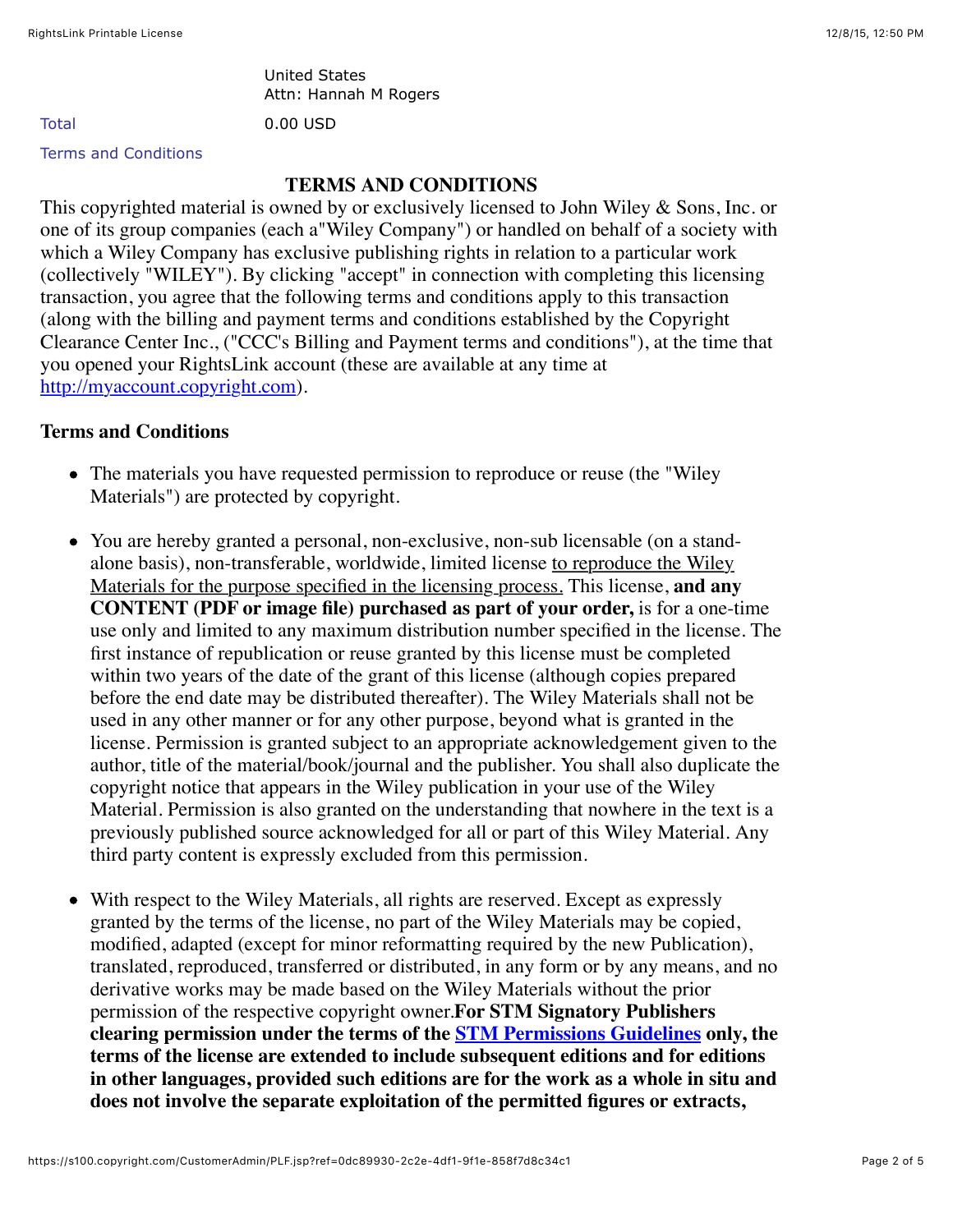United States
Attn: Hannah M Rogers

Total 0.00 USD

Terms and Conditions

## TERMS AND CONDITIONS

This copyrighted material is owned by or exclusively licensed to John Wiley & Sons, Inc. or one of its group companies (each a"Wiley Company") or handled on behalf of a society with which a Wiley Company has exclusive publishing rights in relation to a particular work (collectively "WILEY"). By clicking "accept" in connection with completing this licensing transaction, you agree that the following terms and conditions apply to this transaction (along with the billing and payment terms and conditions established by the Copyright Clearance Center Inc., ("CCC's Billing and Payment terms and conditions"), at the time that you opened your RightsLink account (these are available at any time at http://myaccount.copyright.com).

### Terms and Conditions

- The materials you have requested permission to reproduce or reuse (the "Wiley Materials") are protected by copyright.

- You are hereby granted a personal, non-exclusive, non-sub licensable (on a stand-alone basis), non-transferable, worldwide, limited license to reproduce the Wiley Materials for the purpose specified in the licensing process. This license, **and any CONTENT (PDF or image file) purchased as part of your order,** is for a one-time use only and limited to any maximum distribution number specified in the license. The first instance of republication or reuse granted by this license must be completed within two years of the date of the grant of this license (although copies prepared before the end date may be distributed thereafter). The Wiley Materials shall not be used in any other manner or for any other purpose, beyond what is granted in the license. Permission is granted subject to an appropriate acknowledgement given to the author, title of the material/book/journal and the publisher. You shall also duplicate the copyright notice that appears in the Wiley publication in your use of the Wiley Material. Permission is also granted on the understanding that nowhere in the text is a previously published source acknowledged for all or part of this Wiley Material. Any third party content is expressly excluded from this permission.

- With respect to the Wiley Materials, all rights are reserved. Except as expressly granted by the terms of the license, no part of the Wiley Materials may be copied, modified, adapted (except for minor reformatting required by the new Publication), translated, reproduced, transferred or distributed, in any form or by any means, and no derivative works may be made based on the Wiley Materials without the prior permission of the respective copyright owner.**For STM Signatory Publishers clearing permission under the terms of the STM Permissions Guidelines only, the terms of the license are extended to include subsequent editions and for editions in other languages, provided such editions are for the work as a whole in situ and does not involve the separate exploitation of the permitted figures or extracts,**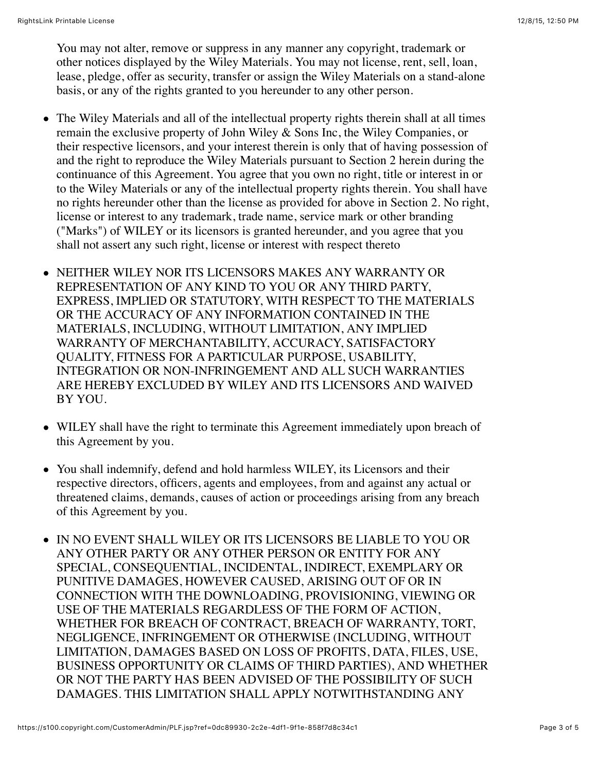You may not alter, remove or suppress in any manner any copyright, trademark or other notices displayed by the Wiley Materials. You may not license, rent, sell, loan, lease, pledge, offer as security, transfer or assign the Wiley Materials on a stand-alone basis, or any of the rights granted to you hereunder to any other person.

- The Wiley Materials and all of the intellectual property rights therein shall at all times remain the exclusive property of John Wiley & Sons Inc, the Wiley Companies, or their respective licensors, and your interest therein is only that of having possession of and the right to reproduce the Wiley Materials pursuant to Section 2 herein during the continuance of this Agreement. You agree that you own no right, title or interest in or to the Wiley Materials or any of the intellectual property rights therein. You shall have no rights hereunder other than the license as provided for above in Section 2. No right, license or interest to any trademark, trade name, service mark or other branding ("Marks") of WILEY or its licensors is granted hereunder, and you agree that you shall not assert any such right, license or interest with respect thereto

- NEITHER WILEY NOR ITS LICENSORS MAKES ANY WARRANTY OR REPRESENTATION OF ANY KIND TO YOU OR ANY THIRD PARTY, EXPRESS, IMPLIED OR STATUTORY, WITH RESPECT TO THE MATERIALS OR THE ACCURACY OF ANY INFORMATION CONTAINED IN THE MATERIALS, INCLUDING, WITHOUT LIMITATION, ANY IMPLIED WARRANTY OF MERCHANTABILITY, ACCURACY, SATISFACTORY QUALITY, FITNESS FOR A PARTICULAR PURPOSE, USABILITY, INTEGRATION OR NON-INFRINGEMENT AND ALL SUCH WARRANTIES ARE HEREBY EXCLUDED BY WILEY AND ITS LICENSORS AND WAIVED BY YOU.

- WILEY shall have the right to terminate this Agreement immediately upon breach of this Agreement by you.

- You shall indemnify, defend and hold harmless WILEY, its Licensors and their respective directors, officers, agents and employees, from and against any actual or threatened claims, demands, causes of action or proceedings arising from any breach of this Agreement by you.

- IN NO EVENT SHALL WILEY OR ITS LICENSORS BE LIABLE TO YOU OR ANY OTHER PARTY OR ANY OTHER PERSON OR ENTITY FOR ANY SPECIAL, CONSEQUENTIAL, INCIDENTAL, INDIRECT, EXEMPLARY OR PUNITIVE DAMAGES, HOWEVER CAUSED, ARISING OUT OF OR IN CONNECTION WITH THE DOWNLOADING, PROVISIONING, VIEWING OR USE OF THE MATERIALS REGARDLESS OF THE FORM OF ACTION, WHETHER FOR BREACH OF CONTRACT, BREACH OF WARRANTY, TORT, NEGLIGENCE, INFRINGEMENT OR OTHERWISE (INCLUDING, WITHOUT LIMITATION, DAMAGES BASED ON LOSS OF PROFITS, DATA, FILES, USE, BUSINESS OPPORTUNITY OR CLAIMS OF THIRD PARTIES), AND WHETHER OR NOT THE PARTY HAS BEEN ADVISED OF THE POSSIBILITY OF SUCH DAMAGES. THIS LIMITATION SHALL APPLY NOTWITHSTANDING ANY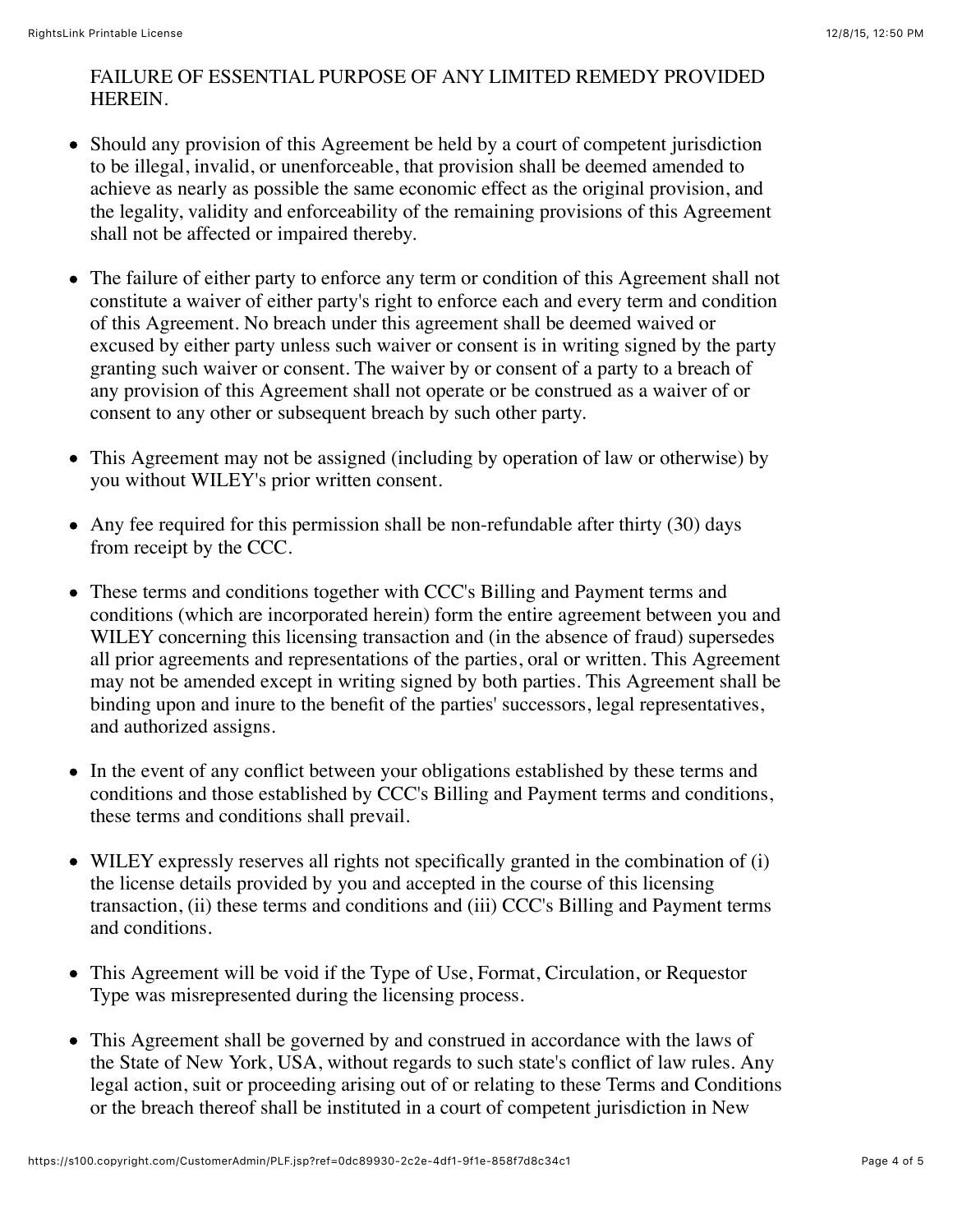FAILURE OF ESSENTIAL PURPOSE OF ANY LIMITED REMEDY PROVIDED HEREIN.

- Should any provision of this Agreement be held by a court of competent jurisdiction to be illegal, invalid, or unenforceable, that provision shall be deemed amended to achieve as nearly as possible the same economic effect as the original provision, and the legality, validity and enforceability of the remaining provisions of this Agreement shall not be affected or impaired thereby.

- The failure of either party to enforce any term or condition of this Agreement shall not constitute a waiver of either party's right to enforce each and every term and condition of this Agreement. No breach under this agreement shall be deemed waived or excused by either party unless such waiver or consent is in writing signed by the party granting such waiver or consent. The waiver by or consent of a party to a breach of any provision of this Agreement shall not operate or be construed as a waiver of or consent to any other or subsequent breach by such other party.

- This Agreement may not be assigned (including by operation of law or otherwise) by you without WILEY's prior written consent.

- Any fee required for this permission shall be non-refundable after thirty (30) days from receipt by the CCC.

- These terms and conditions together with CCC's Billing and Payment terms and conditions (which are incorporated herein) form the entire agreement between you and WILEY concerning this licensing transaction and (in the absence of fraud) supersedes all prior agreements and representations of the parties, oral or written. This Agreement may not be amended except in writing signed by both parties. This Agreement shall be binding upon and inure to the benefit of the parties' successors, legal representatives, and authorized assigns.

- In the event of any conflict between your obligations established by these terms and conditions and those established by CCC's Billing and Payment terms and conditions, these terms and conditions shall prevail.

- WILEY expressly reserves all rights not specifically granted in the combination of (i) the license details provided by you and accepted in the course of this licensing transaction, (ii) these terms and conditions and (iii) CCC's Billing and Payment terms and conditions.

- This Agreement will be void if the Type of Use, Format, Circulation, or Requestor Type was misrepresented during the licensing process.

- This Agreement shall be governed by and construed in accordance with the laws of the State of New York, USA, without regards to such state's conflict of law rules. Any legal action, suit or proceeding arising out of or relating to these Terms and Conditions or the breach thereof shall be instituted in a court of competent jurisdiction in New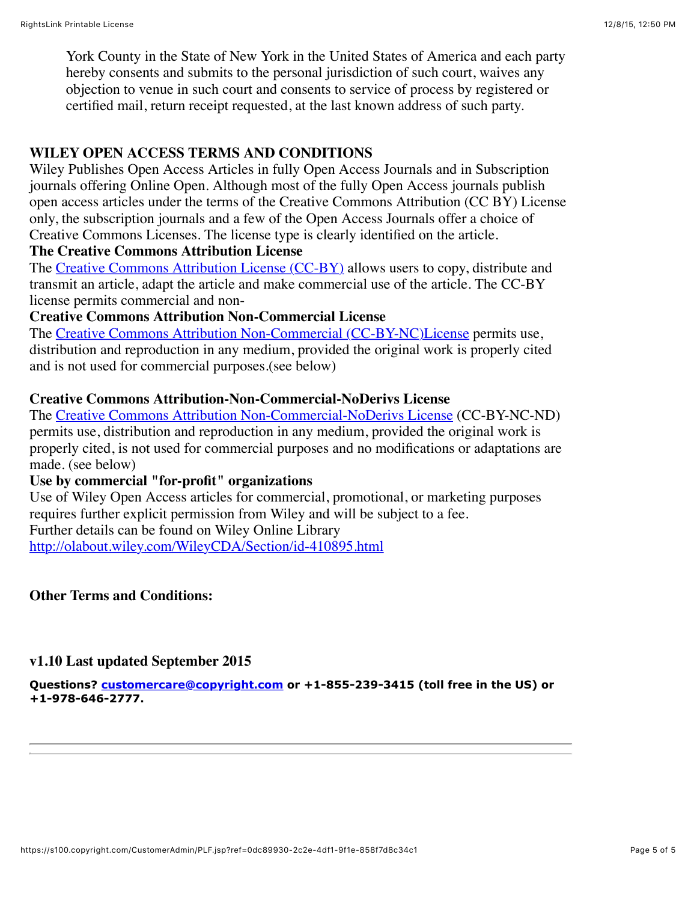York County in the State of New York in the United States of America and each party hereby consents and submits to the personal jurisdiction of such court, waives any objection to venue in such court and consents to service of process by registered or certified mail, return receipt requested, at the last known address of such party.

**WILEY OPEN ACCESS TERMS AND CONDITIONS**

Wiley Publishes Open Access Articles in fully Open Access Journals and in Subscription journals offering Online Open. Although most of the fully Open Access journals publish open access articles under the terms of the Creative Commons Attribution (CC BY) License only, the subscription journals and a few of the Open Access Journals offer a choice of Creative Commons Licenses. The license type is clearly identified on the article.

**The Creative Commons Attribution License**

The [Creative Commons Attribution License (CC-BY)](#) allows users to copy, distribute and transmit an article, adapt the article and make commercial use of the article. The CC-BY license permits commercial and non-

**Creative Commons Attribution Non-Commercial License**

The [Creative Commons Attribution Non-Commercial (CC-BY-NC)License](#) permits use, distribution and reproduction in any medium, provided the original work is properly cited and is not used for commercial purposes.(see below)

**Creative Commons Attribution-Non-Commercial-NoDerivs License**

The [Creative Commons Attribution Non-Commercial-NoDerivs License](#) (CC-BY-NC-ND) permits use, distribution and reproduction in any medium, provided the original work is properly cited, is not used for commercial purposes and no modifications or adaptations are made. (see below)

**Use by commercial "for-profit" organizations**

Use of Wiley Open Access articles for commercial, promotional, or marketing purposes requires further explicit permission from Wiley and will be subject to a fee.
Further details can be found on Wiley Online Library
http://olabout.wiley.com/WileyCDA/Section/id-410895.html

**Other Terms and Conditions:**

**v1.10 Last updated September 2015**

**Questions? customercare@copyright.com or +1-855-239-3415 (toll free in the US) or +1-978-646-2777.**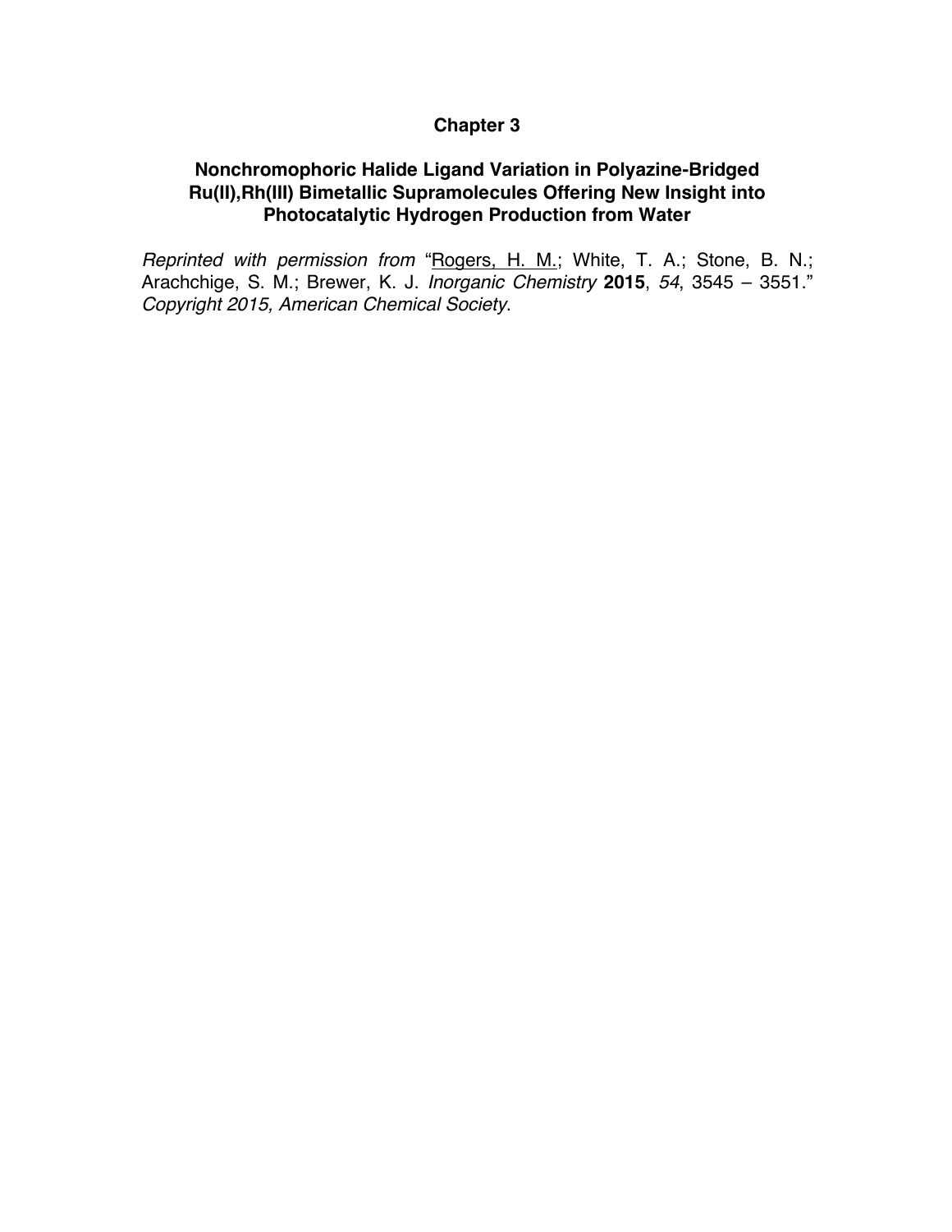# Chapter 3

## Nonchromophoric Halide Ligand Variation in Polyazine-Bridged Ru(II),Rh(III) Bimetallic Supramolecules Offering New Insight into Photocatalytic Hydrogen Production from Water

*Reprinted with permission from* "Rogers, H. M.; White, T. A.; Stone, B. N.; Arachchige, S. M.; Brewer, K. J. *Inorganic Chemistry* **2015**, *54*, 3545 – 3551." *Copyright 2015, American Chemical Society*.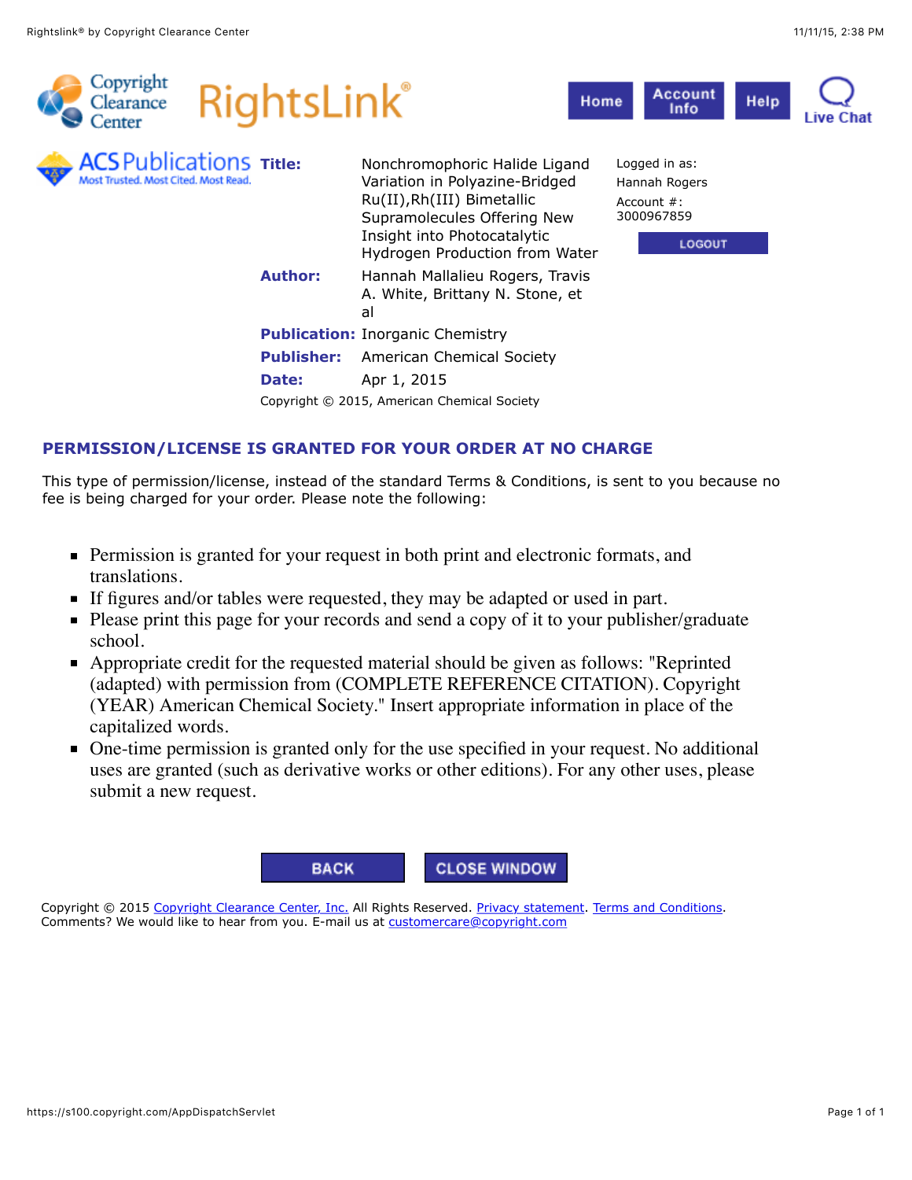**Title:** Nonchromophoric Halide Ligand Variation in Polyazine-Bridged Ru(II),Rh(III) Bimetallic Supramolecules Offering New Insight into Photocatalytic Hydrogen Production from Water

**Author:** Hannah Mallalieu Rogers, Travis A. White, Brittany N. Stone, et al

**Publication:** Inorganic Chemistry

**Publisher:** American Chemical Society

**Date:** Apr 1, 2015

Copyright © 2015, American Chemical Society

Logged in as:
Hannah Rogers
Account #:
3000967859

## PERMISSION/LICENSE IS GRANTED FOR YOUR ORDER AT NO CHARGE

This type of permission/license, instead of the standard Terms & Conditions, is sent to you because no fee is being charged for your order. Please note the following:

- Permission is granted for your request in both print and electronic formats, and translations.
- If figures and/or tables were requested, they may be adapted or used in part.
- Please print this page for your records and send a copy of it to your publisher/graduate school.
- Appropriate credit for the requested material should be given as follows: "Reprinted (adapted) with permission from (COMPLETE REFERENCE CITATION). Copyright (YEAR) American Chemical Society." Insert appropriate information in place of the capitalized words.
- One-time permission is granted only for the use specified in your request. No additional uses are granted (such as derivative works or other editions). For any other uses, please submit a new request.

Copyright © 2015 Copyright Clearance Center, Inc. All Rights Reserved. Privacy statement. Terms and Conditions.
Comments? We would like to hear from you. E-mail us at customercare@copyright.com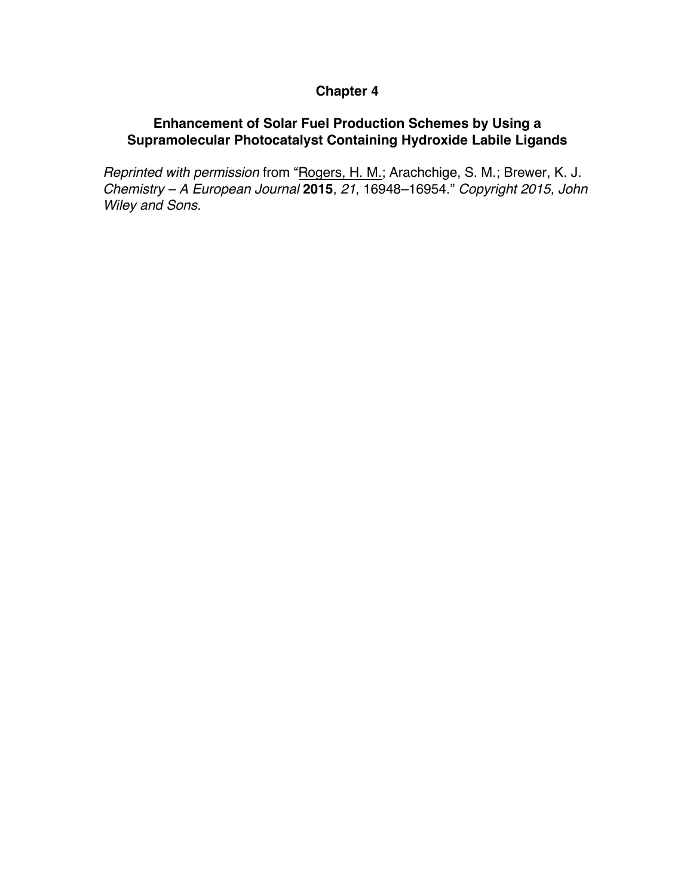# Chapter 4

## Enhancement of Solar Fuel Production Schemes by Using a Supramolecular Photocatalyst Containing Hydroxide Labile Ligands

*Reprinted with permission* from "Rogers, H. M.; Arachchige, S. M.; Brewer, K. J. *Chemistry – A European Journal* **2015**, *21*, 16948–16954." *Copyright 2015, John Wiley and Sons.*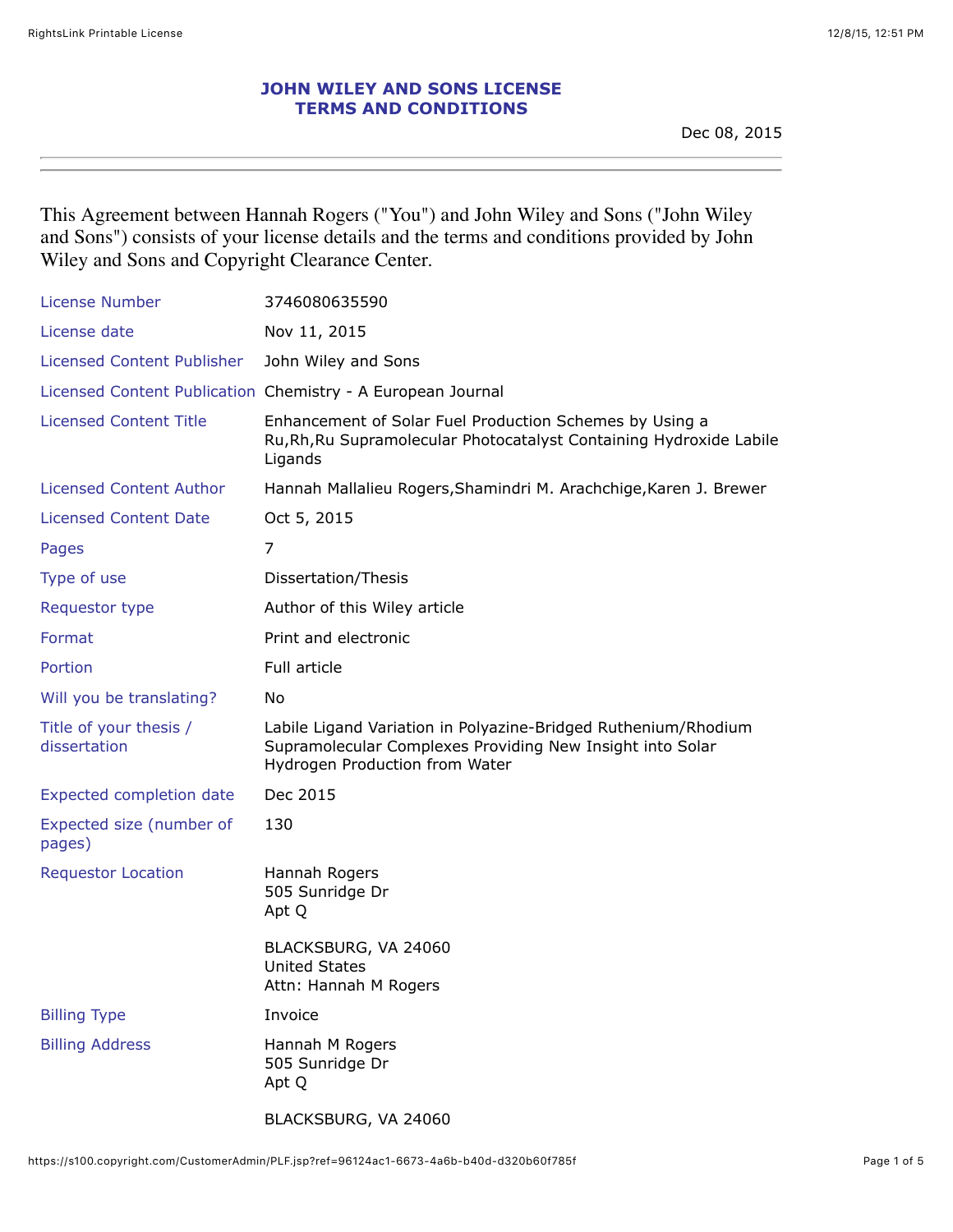# JOHN WILEY AND SONS LICENSE TERMS AND CONDITIONS

Dec 08, 2015

---

This Agreement between Hannah Rogers ("You") and John Wiley and Sons ("John Wiley and Sons") consists of your license details and the terms and conditions provided by John Wiley and Sons and Copyright Clearance Center.

| | |
|---|---|
| License Number | 3746080635590 |
| License date | Nov 11, 2015 |
| Licensed Content Publisher | John Wiley and Sons |
| Licensed Content Publication | Chemistry - A European Journal |
| Licensed Content Title | Enhancement of Solar Fuel Production Schemes by Using a Ru,Rh,Ru Supramolecular Photocatalyst Containing Hydroxide Labile Ligands |
| Licensed Content Author | Hannah Mallalieu Rogers,Shamindri M. Arachchige,Karen J. Brewer |
| Licensed Content Date | Oct 5, 2015 |
| Pages | 7 |
| Type of use | Dissertation/Thesis |
| Requestor type | Author of this Wiley article |
| Format | Print and electronic |
| Portion | Full article |
| Will you be translating? | No |
| Title of your thesis / dissertation | Labile Ligand Variation in Polyazine-Bridged Ruthenium/Rhodium Supramolecular Complexes Providing New Insight into Solar Hydrogen Production from Water |
| Expected completion date | Dec 2015 |
| Expected size (number of pages) | 130 |
| Requestor Location | Hannah Rogers<br>505 Sunridge Dr<br>Apt Q<br><br>BLACKSBURG, VA 24060<br>United States<br>Attn: Hannah M Rogers |
| Billing Type | Invoice |
| Billing Address | Hannah M Rogers<br>505 Sunridge Dr<br>Apt Q<br><br>BLACKSBURG, VA 24060 |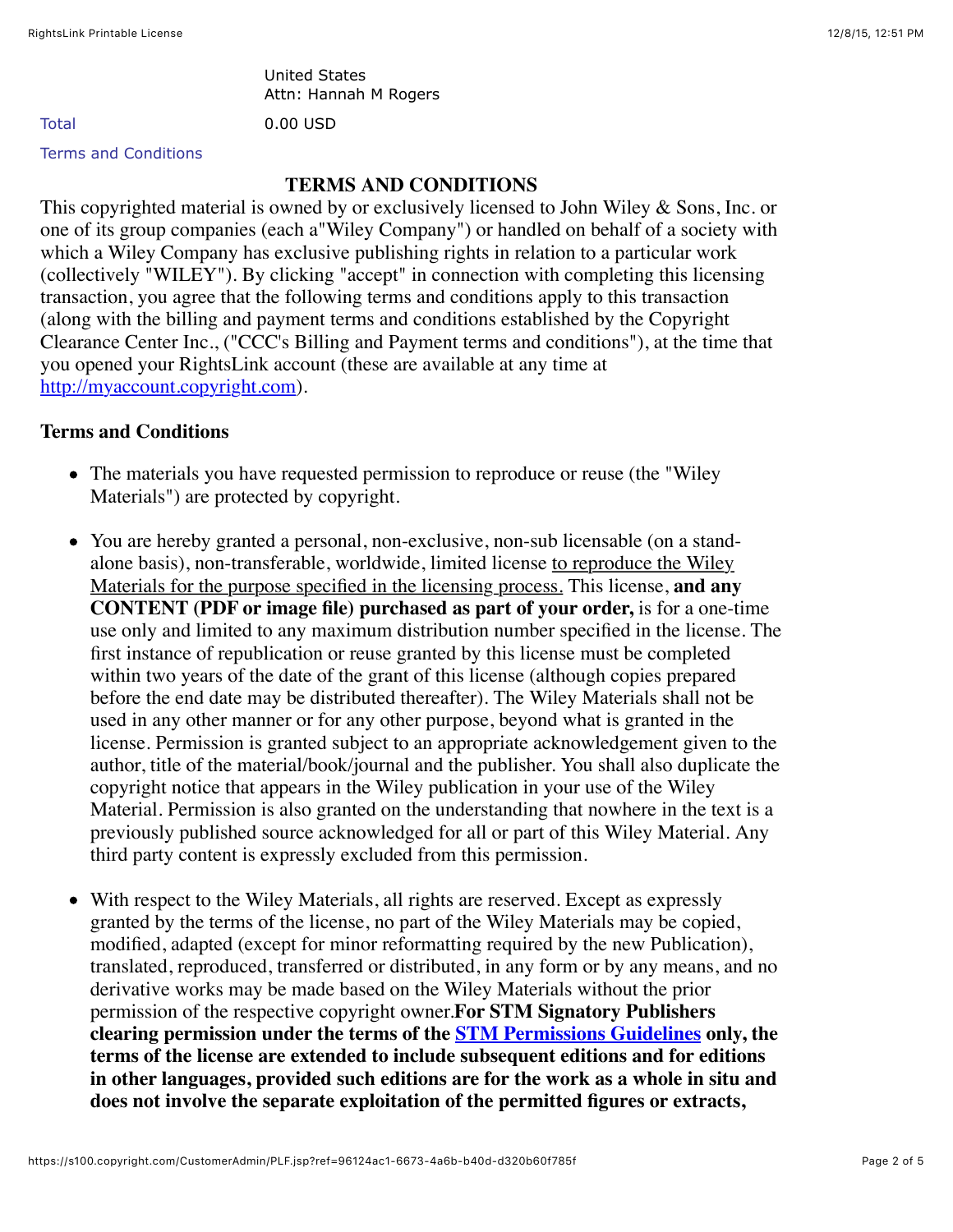United States
Attn: Hannah M Rogers

Total 0.00 USD

Terms and Conditions

## TERMS AND CONDITIONS

This copyrighted material is owned by or exclusively licensed to John Wiley & Sons, Inc. or one of its group companies (each a"Wiley Company") or handled on behalf of a society with which a Wiley Company has exclusive publishing rights in relation to a particular work (collectively "WILEY"). By clicking "accept" in connection with completing this licensing transaction, you agree that the following terms and conditions apply to this transaction (along with the billing and payment terms and conditions established by the Copyright Clearance Center Inc., ("CCC's Billing and Payment terms and conditions"), at the time that you opened your RightsLink account (these are available at any time at http://myaccount.copyright.com).

### Terms and Conditions

- The materials you have requested permission to reproduce or reuse (the "Wiley Materials") are protected by copyright.
- You are hereby granted a personal, non-exclusive, non-sub licensable (on a stand-alone basis), non-transferable, worldwide, limited license to reproduce the Wiley Materials for the purpose specified in the licensing process. This license, **and any CONTENT (PDF or image file) purchased as part of your order,** is for a one-time use only and limited to any maximum distribution number specified in the license. The first instance of republication or reuse granted by this license must be completed within two years of the date of the grant of this license (although copies prepared before the end date may be distributed thereafter). The Wiley Materials shall not be used in any other manner or for any other purpose, beyond what is granted in the license. Permission is granted subject to an appropriate acknowledgement given to the author, title of the material/book/journal and the publisher. You shall also duplicate the copyright notice that appears in the Wiley publication in your use of the Wiley Material. Permission is also granted on the understanding that nowhere in the text is a previously published source acknowledged for all or part of this Wiley Material. Any third party content is expressly excluded from this permission.
- With respect to the Wiley Materials, all rights are reserved. Except as expressly granted by the terms of the license, no part of the Wiley Materials may be copied, modified, adapted (except for minor reformatting required by the new Publication), translated, reproduced, transferred or distributed, in any form or by any means, and no derivative works may be made based on the Wiley Materials without the prior permission of the respective copyright owner.**For STM Signatory Publishers clearing permission under the terms of the STM Permissions Guidelines only, the terms of the license are extended to include subsequent editions and for editions in other languages, provided such editions are for the work as a whole in situ and does not involve the separate exploitation of the permitted figures or extracts,**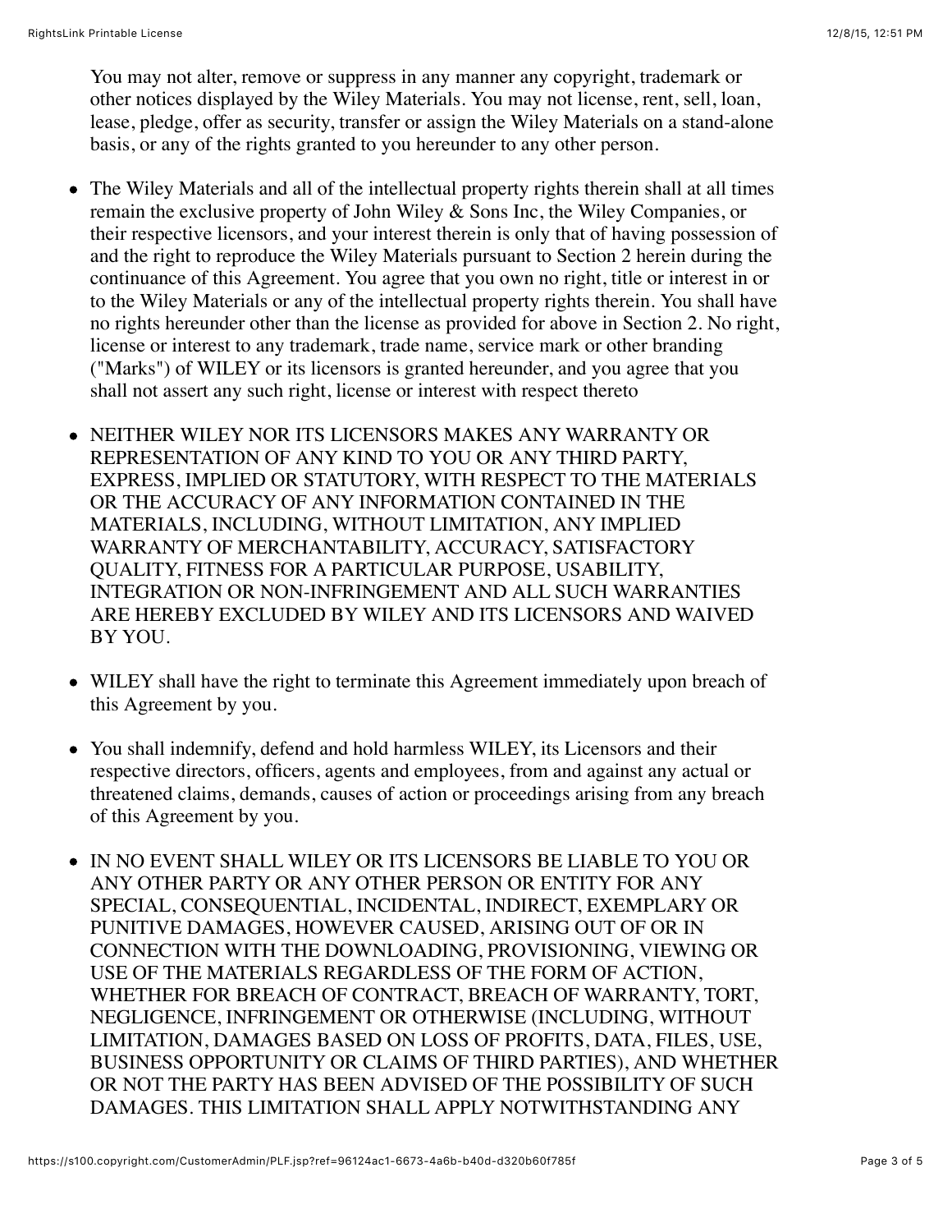You may not alter, remove or suppress in any manner any copyright, trademark or other notices displayed by the Wiley Materials. You may not license, rent, sell, loan, lease, pledge, offer as security, transfer or assign the Wiley Materials on a stand-alone basis, or any of the rights granted to you hereunder to any other person.

- The Wiley Materials and all of the intellectual property rights therein shall at all times remain the exclusive property of John Wiley & Sons Inc, the Wiley Companies, or their respective licensors, and your interest therein is only that of having possession of and the right to reproduce the Wiley Materials pursuant to Section 2 herein during the continuance of this Agreement. You agree that you own no right, title or interest in or to the Wiley Materials or any of the intellectual property rights therein. You shall have no rights hereunder other than the license as provided for above in Section 2. No right, license or interest to any trademark, trade name, service mark or other branding ("Marks") of WILEY or its licensors is granted hereunder, and you agree that you shall not assert any such right, license or interest with respect thereto

- NEITHER WILEY NOR ITS LICENSORS MAKES ANY WARRANTY OR REPRESENTATION OF ANY KIND TO YOU OR ANY THIRD PARTY, EXPRESS, IMPLIED OR STATUTORY, WITH RESPECT TO THE MATERIALS OR THE ACCURACY OF ANY INFORMATION CONTAINED IN THE MATERIALS, INCLUDING, WITHOUT LIMITATION, ANY IMPLIED WARRANTY OF MERCHANTABILITY, ACCURACY, SATISFACTORY QUALITY, FITNESS FOR A PARTICULAR PURPOSE, USABILITY, INTEGRATION OR NON-INFRINGEMENT AND ALL SUCH WARRANTIES ARE HEREBY EXCLUDED BY WILEY AND ITS LICENSORS AND WAIVED BY YOU.

- WILEY shall have the right to terminate this Agreement immediately upon breach of this Agreement by you.

- You shall indemnify, defend and hold harmless WILEY, its Licensors and their respective directors, officers, agents and employees, from and against any actual or threatened claims, demands, causes of action or proceedings arising from any breach of this Agreement by you.

- IN NO EVENT SHALL WILEY OR ITS LICENSORS BE LIABLE TO YOU OR ANY OTHER PARTY OR ANY OTHER PERSON OR ENTITY FOR ANY SPECIAL, CONSEQUENTIAL, INCIDENTAL, INDIRECT, EXEMPLARY OR PUNITIVE DAMAGES, HOWEVER CAUSED, ARISING OUT OF OR IN CONNECTION WITH THE DOWNLOADING, PROVISIONING, VIEWING OR USE OF THE MATERIALS REGARDLESS OF THE FORM OF ACTION, WHETHER FOR BREACH OF CONTRACT, BREACH OF WARRANTY, TORT, NEGLIGENCE, INFRINGEMENT OR OTHERWISE (INCLUDING, WITHOUT LIMITATION, DAMAGES BASED ON LOSS OF PROFITS, DATA, FILES, USE, BUSINESS OPPORTUNITY OR CLAIMS OF THIRD PARTIES), AND WHETHER OR NOT THE PARTY HAS BEEN ADVISED OF THE POSSIBILITY OF SUCH DAMAGES. THIS LIMITATION SHALL APPLY NOTWITHSTANDING ANY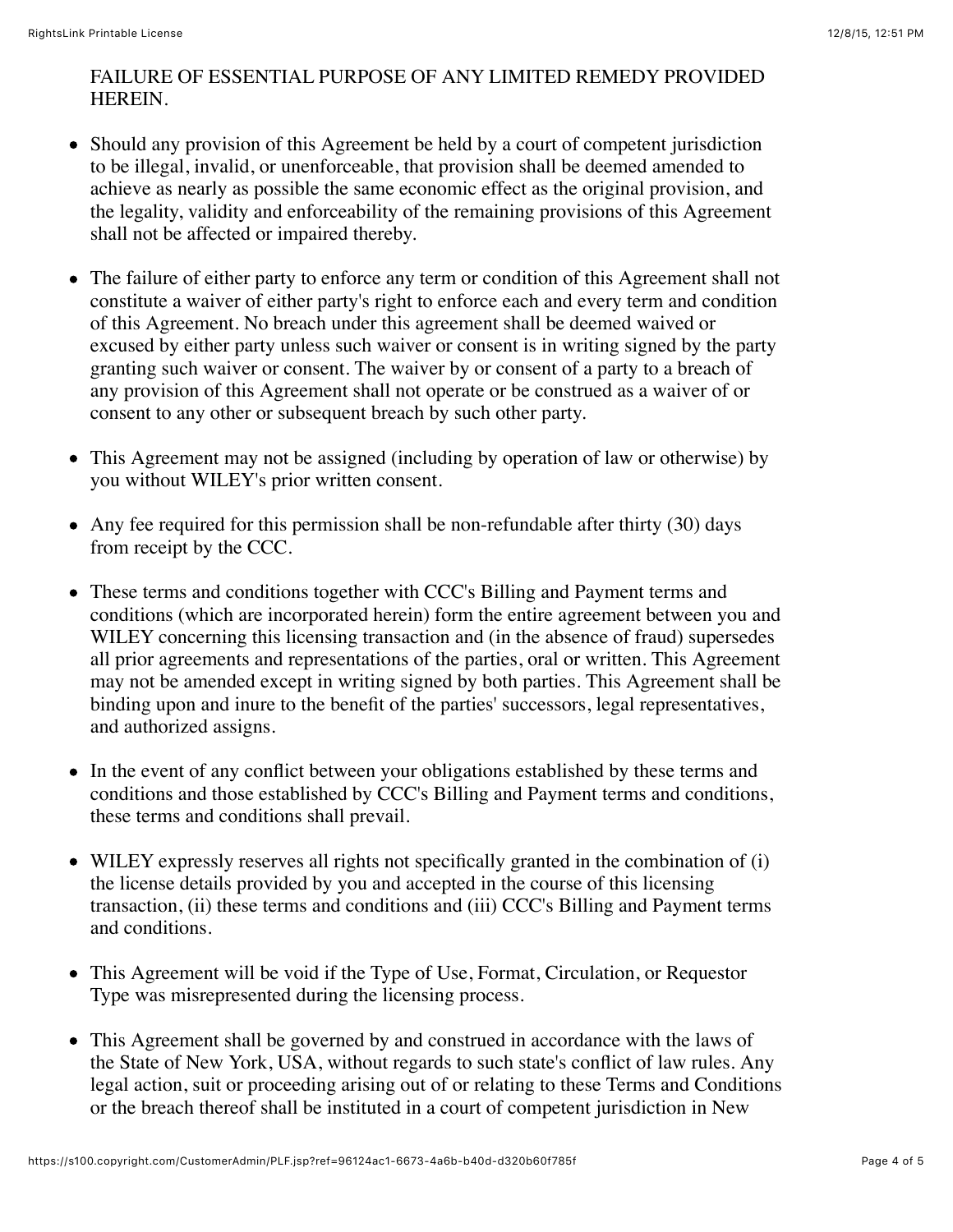FAILURE OF ESSENTIAL PURPOSE OF ANY LIMITED REMEDY PROVIDED HEREIN.

- Should any provision of this Agreement be held by a court of competent jurisdiction to be illegal, invalid, or unenforceable, that provision shall be deemed amended to achieve as nearly as possible the same economic effect as the original provision, and the legality, validity and enforceability of the remaining provisions of this Agreement shall not be affected or impaired thereby.

- The failure of either party to enforce any term or condition of this Agreement shall not constitute a waiver of either party's right to enforce each and every term and condition of this Agreement. No breach under this agreement shall be deemed waived or excused by either party unless such waiver or consent is in writing signed by the party granting such waiver or consent. The waiver by or consent of a party to a breach of any provision of this Agreement shall not operate or be construed as a waiver of or consent to any other or subsequent breach by such other party.

- This Agreement may not be assigned (including by operation of law or otherwise) by you without WILEY's prior written consent.

- Any fee required for this permission shall be non-refundable after thirty (30) days from receipt by the CCC.

- These terms and conditions together with CCC's Billing and Payment terms and conditions (which are incorporated herein) form the entire agreement between you and WILEY concerning this licensing transaction and (in the absence of fraud) supersedes all prior agreements and representations of the parties, oral or written. This Agreement may not be amended except in writing signed by both parties. This Agreement shall be binding upon and inure to the benefit of the parties' successors, legal representatives, and authorized assigns.

- In the event of any conflict between your obligations established by these terms and conditions and those established by CCC's Billing and Payment terms and conditions, these terms and conditions shall prevail.

- WILEY expressly reserves all rights not specifically granted in the combination of (i) the license details provided by you and accepted in the course of this licensing transaction, (ii) these terms and conditions and (iii) CCC's Billing and Payment terms and conditions.

- This Agreement will be void if the Type of Use, Format, Circulation, or Requestor Type was misrepresented during the licensing process.

- This Agreement shall be governed by and construed in accordance with the laws of the State of New York, USA, without regards to such state's conflict of law rules. Any legal action, suit or proceeding arising out of or relating to these Terms and Conditions or the breach thereof shall be instituted in a court of competent jurisdiction in New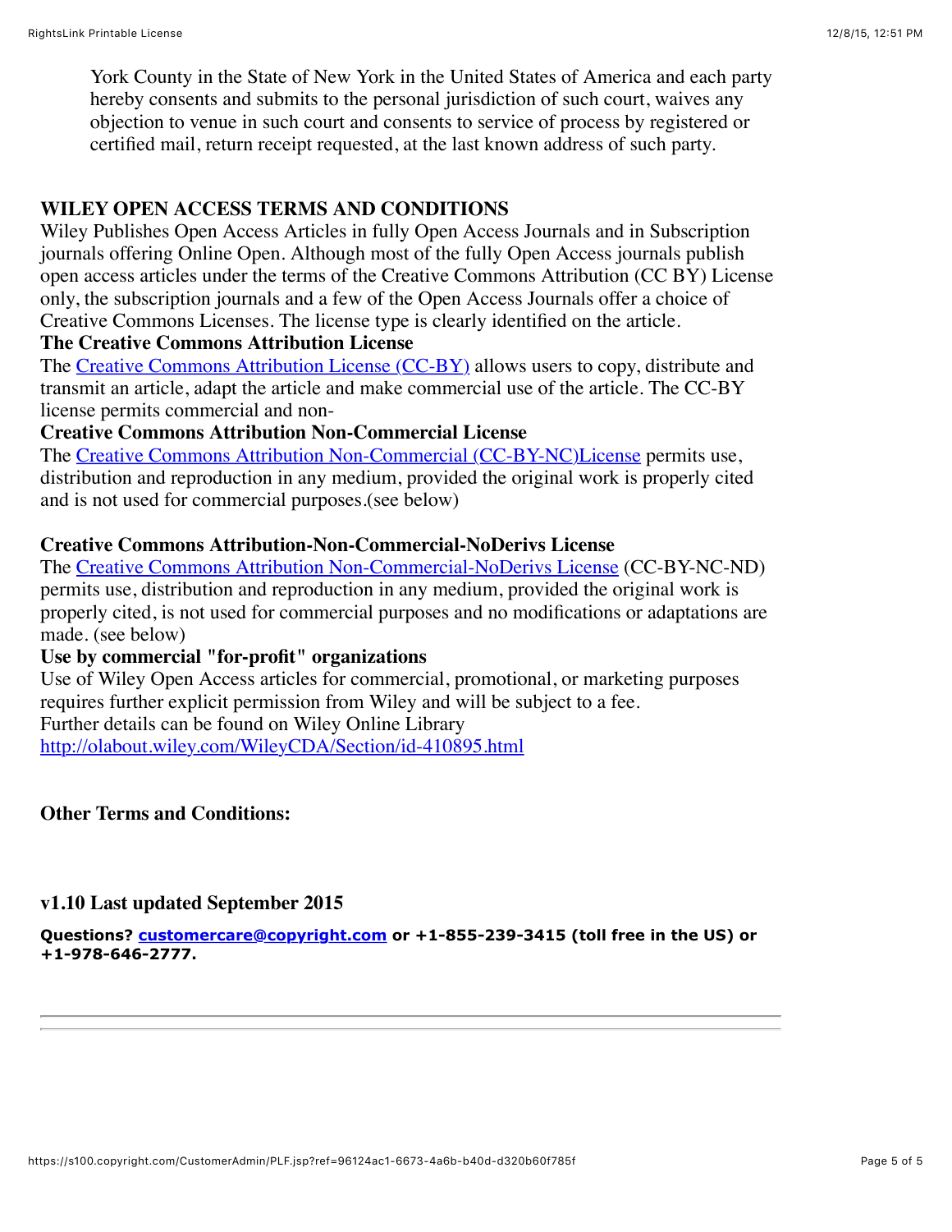York County in the State of New York in the United States of America and each party hereby consents and submits to the personal jurisdiction of such court, waives any objection to venue in such court and consents to service of process by registered or certified mail, return receipt requested, at the last known address of such party.

**WILEY OPEN ACCESS TERMS AND CONDITIONS**

Wiley Publishes Open Access Articles in fully Open Access Journals and in Subscription journals offering Online Open. Although most of the fully Open Access journals publish open access articles under the terms of the Creative Commons Attribution (CC BY) License only, the subscription journals and a few of the Open Access Journals offer a choice of Creative Commons Licenses. The license type is clearly identified on the article.

**The Creative Commons Attribution License**

The [Creative Commons Attribution License (CC-BY)] allows users to copy, distribute and transmit an article, adapt the article and make commercial use of the article. The CC-BY license permits commercial and non-

**Creative Commons Attribution Non-Commercial License**

The [Creative Commons Attribution Non-Commercial (CC-BY-NC)License] permits use, distribution and reproduction in any medium, provided the original work is properly cited and is not used for commercial purposes.(see below)

**Creative Commons Attribution-Non-Commercial-NoDerivs License**

The [Creative Commons Attribution Non-Commercial-NoDerivs License] (CC-BY-NC-ND) permits use, distribution and reproduction in any medium, provided the original work is properly cited, is not used for commercial purposes and no modifications or adaptations are made. (see below)

**Use by commercial "for-profit" organizations**

Use of Wiley Open Access articles for commercial, promotional, or marketing purposes requires further explicit permission from Wiley and will be subject to a fee.
Further details can be found on Wiley Online Library
http://olabout.wiley.com/WileyCDA/Section/id-410895.html

**Other Terms and Conditions:**

**v1.10 Last updated September 2015**

**Questions? customercare@copyright.com or +1-855-239-3415 (toll free in the US) or +1-978-646-2777.**